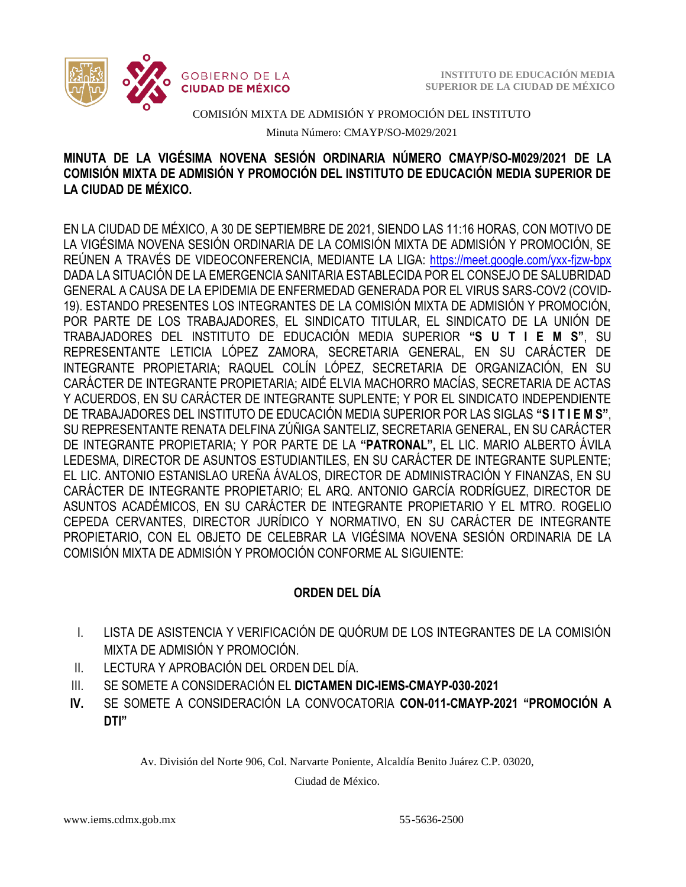COMISIÓN MIXTA DE ADMISIÓN Y PROMOCIÓN DEL INSTITUTO

Minuta Número: CMAYP/SO-M029/2021

**MINUTA DE LA VIGÉSIMA NOVENA SESIÓN ORDINARIA NÚMERO CMAYP/SO-M029/2021 DE LA COMISIÓN MIXTA DE ADMISIÓN Y PROMOCIÓN DEL INSTITUTO DE EDUCACIÓN MEDIA SUPERIOR DE LA CIUDAD DE MÉXICO.**

EN LA CIUDAD DE MÉXICO, A 30 DE SEPTIEMBRE DE 2021, SIENDO LAS 11:16 HORAS, CON MOTIVO DE LA VIGÉSIMA NOVENA SESIÓN ORDINARIA DE LA COMISIÓN MIXTA DE ADMISIÓN Y PROMOCIÓN, SE REÚNEN A TRAVÉS DE VIDEOCONFERENCIA, MEDIANTE LA LIGA: https://meet.google.com/yxx-fjzw-bpx DADA LA SITUACIÓN DE LA EMERGENCIA SANITARIA ESTABLECIDA POR EL CONSEJO DE SALUBRIDAD GENERAL A CAUSA DE LA EPIDEMIA DE ENFERMEDAD GENERADA POR EL VIRUS SARS-COV2 (COVID-19). ESTANDO PRESENTES LOS INTEGRANTES DE LA COMISIÓN MIXTA DE ADMISIÓN Y PROMOCIÓN, POR PARTE DE LOS TRABAJADORES, EL SINDICATO TITULAR, EL SINDICATO DE LA UNIÓN DE TRABAJADORES DEL INSTITUTO DE EDUCACIÓN MEDIA SUPERIOR **"S U T I E M S"**, SU REPRESENTANTE LETICIA LÓPEZ ZAMORA, SECRETARIA GENERAL, EN SU CARÁCTER DE INTEGRANTE PROPIETARIA; RAQUEL COLÍN LÓPEZ, SECRETARIA DE ORGANIZACIÓN, EN SU CARÁCTER DE INTEGRANTE PROPIETARIA; AIDÉ ELVIA MACHORRO MACÍAS, SECRETARIA DE ACTAS Y ACUERDOS, EN SU CARÁCTER DE INTEGRANTE SUPLENTE; Y POR EL SINDICATO INDEPENDIENTE DE TRABAJADORES DEL INSTITUTO DE EDUCACIÓN MEDIA SUPERIOR POR LAS SIGLAS **"S I T I E M S"**, SU REPRESENTANTE RENATA DELFINA ZÚÑIGA SANTELIZ, SECRETARIA GENERAL, EN SU CARÁCTER DE INTEGRANTE PROPIETARIA; Y POR PARTE DE LA **"PATRONAL",** EL LIC. MARIO ALBERTO ÁVILA LEDESMA, DIRECTOR DE ASUNTOS ESTUDIANTILES, EN SU CARÁCTER DE INTEGRANTE SUPLENTE; EL LIC. ANTONIO ESTANISLAO UREÑA ÁVALOS, DIRECTOR DE ADMINISTRACIÓN Y FINANZAS, EN SU CARÁCTER DE INTEGRANTE PROPIETARIO; EL ARQ. ANTONIO GARCÍA RODRÍGUEZ, DIRECTOR DE ASUNTOS ACADÉMICOS, EN SU CARÁCTER DE INTEGRANTE PROPIETARIO Y EL MTRO. ROGELIO CEPEDA CERVANTES, DIRECTOR JURÍDICO Y NORMATIVO, EN SU CARÁCTER DE INTEGRANTE PROPIETARIO, CON EL OBJETO DE CELEBRAR LA VIGÉSIMA NOVENA SESIÓN ORDINARIA DE LA COMISIÓN MIXTA DE ADMISIÓN Y PROMOCIÓN CONFORME AL SIGUIENTE:

## ORDEN DEL DÍA

I. LISTA DE ASISTENCIA Y VERIFICACIÓN DE QUÓRUM DE LOS INTEGRANTES DE LA COMISIÓN MIXTA DE ADMISIÓN Y PROMOCIÓN.

II. LECTURA Y APROBACIÓN DEL ORDEN DEL DÍA.

III. SE SOMETE A CONSIDERACIÓN EL **DICTAMEN DIC-IEMS-CMAYP-030-2021**

**IV.** SE SOMETE A CONSIDERACIÓN LA CONVOCATORIA **CON-011-CMAYP-2021 "PROMOCIÓN A DTI"**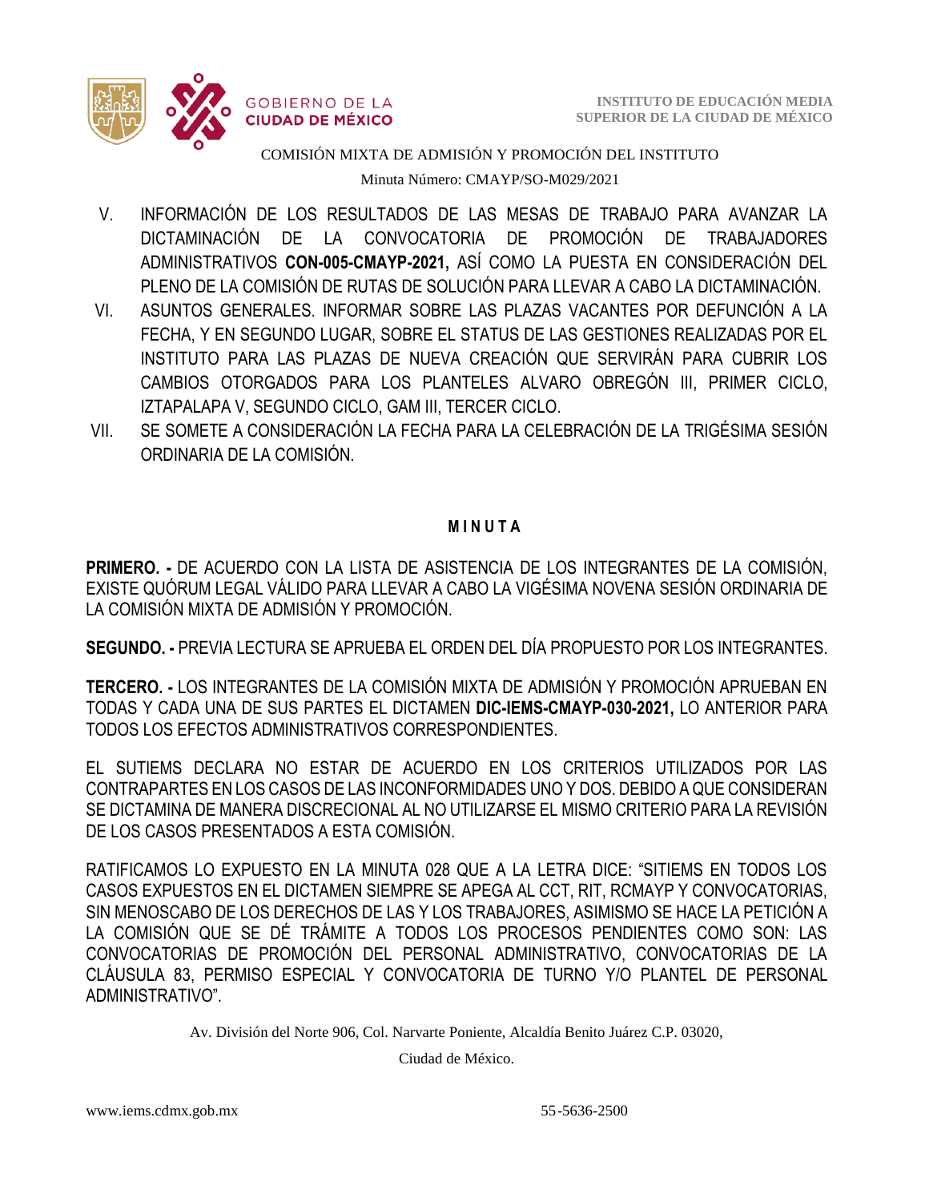COMISIÓN MIXTA DE ADMISIÓN Y PROMOCIÓN DEL INSTITUTO

Minuta Número: CMAYP/SO-M029/2021

V. INFORMACIÓN DE LOS RESULTADOS DE LAS MESAS DE TRABAJO PARA AVANZAR LA DICTAMINACIÓN DE LA CONVOCATORIA DE PROMOCIÓN DE TRABAJADORES ADMINISTRATIVOS **CON-005-CMAYP-2021,** ASÍ COMO LA PUESTA EN CONSIDERACIÓN DEL PLENO DE LA COMISIÓN DE RUTAS DE SOLUCIÓN PARA LLEVAR A CABO LA DICTAMINACIÓN.

VI. ASUNTOS GENERALES. INFORMAR SOBRE LAS PLAZAS VACANTES POR DEFUNCIÓN A LA FECHA, Y EN SEGUNDO LUGAR, SOBRE EL STATUS DE LAS GESTIONES REALIZADAS POR EL INSTITUTO PARA LAS PLAZAS DE NUEVA CREACIÓN QUE SERVIRÁN PARA CUBRIR LOS CAMBIOS OTORGADOS PARA LOS PLANTELES ALVARO OBREGÓN III, PRIMER CICLO, IZTAPALAPA V, SEGUNDO CICLO, GAM III, TERCER CICLO.

VII. SE SOMETE A CONSIDERACIÓN LA FECHA PARA LA CELEBRACIÓN DE LA TRIGÉSIMA SESIÓN ORDINARIA DE LA COMISIÓN.

## M I N U T A

**PRIMERO. -** DE ACUERDO CON LA LISTA DE ASISTENCIA DE LOS INTEGRANTES DE LA COMISIÓN, EXISTE QUÓRUM LEGAL VÁLIDO PARA LLEVAR A CABO LA VIGÉSIMA NOVENA SESIÓN ORDINARIA DE LA COMISIÓN MIXTA DE ADMISIÓN Y PROMOCIÓN.

**SEGUNDO. -** PREVIA LECTURA SE APRUEBA EL ORDEN DEL DÍA PROPUESTO POR LOS INTEGRANTES.

**TERCERO. -** LOS INTEGRANTES DE LA COMISIÓN MIXTA DE ADMISIÓN Y PROMOCIÓN APRUEBAN EN TODAS Y CADA UNA DE SUS PARTES EL DICTAMEN **DIC-IEMS-CMAYP-030-2021,** LO ANTERIOR PARA TODOS LOS EFECTOS ADMINISTRATIVOS CORRESPONDIENTES.

EL SUTIEMS DECLARA NO ESTAR DE ACUERDO EN LOS CRITERIOS UTILIZADOS POR LAS CONTRAPARTES EN LOS CASOS DE LAS INCONFORMIDADES UNO Y DOS. DEBIDO A QUE CONSIDERAN SE DICTAMINA DE MANERA DISCRECIONAL AL NO UTILIZARSE EL MISMO CRITERIO PARA LA REVISIÓN DE LOS CASOS PRESENTADOS A ESTA COMISIÓN.

RATIFICAMOS LO EXPUESTO EN LA MINUTA 028 QUE A LA LETRA DICE: "SITIEMS EN TODOS LOS CASOS EXPUESTOS EN EL DICTAMEN SIEMPRE SE APEGA AL CCT, RIT, RCMAYP Y CONVOCATORIAS, SIN MENOSCABO DE LOS DERECHOS DE LAS Y LOS TRABAJORES, ASIMISMO SE HACE LA PETICIÓN A LA COMISIÓN QUE SE DÉ TRÁMITE A TODOS LOS PROCESOS PENDIENTES COMO SON: LAS CONVOCATORIAS DE PROMOCIÓN DEL PERSONAL ADMINISTRATIVO, CONVOCATORIAS DE LA CLÁUSULA 83, PERMISO ESPECIAL Y CONVOCATORIA DE TURNO Y/O PLANTEL DE PERSONAL ADMINISTRATIVO".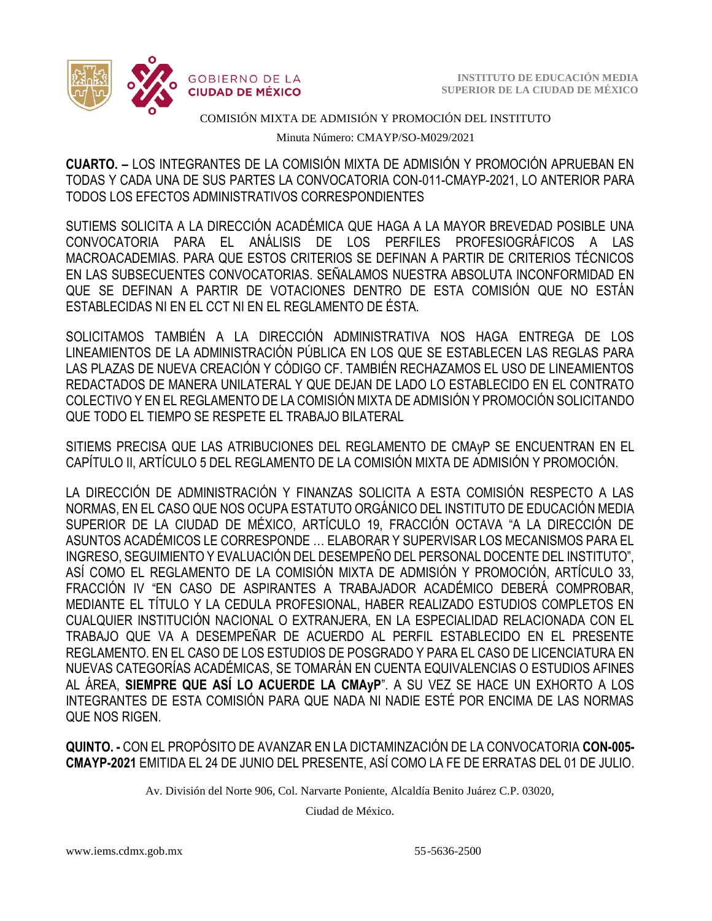**CUARTO. –** LOS INTEGRANTES DE LA COMISIÓN MIXTA DE ADMISIÓN Y PROMOCIÓN APRUEBAN EN TODAS Y CADA UNA DE SUS PARTES LA CONVOCATORIA CON-011-CMAYP-2021, LO ANTERIOR PARA TODOS LOS EFECTOS ADMINISTRATIVOS CORRESPONDIENTES

SUTIEMS SOLICITA A LA DIRECCIÓN ACADÉMICA QUE HAGA A LA MAYOR BREVEDAD POSIBLE UNA CONVOCATORIA PARA EL ANÁLISIS DE LOS PERFILES PROFESIOGRÁFICOS A LAS MACROACADEMIAS. PARA QUE ESTOS CRITERIOS SE DEFINAN A PARTIR DE CRITERIOS TÉCNICOS EN LAS SUBSECUENTES CONVOCATORIAS. SEÑALAMOS NUESTRA ABSOLUTA INCONFORMIDAD EN QUE SE DEFINAN A PARTIR DE VOTACIONES DENTRO DE ESTA COMISIÓN QUE NO ESTÁN ESTABLECIDAS NI EN EL CCT NI EN EL REGLAMENTO DE ÉSTA.

SOLICITAMOS TAMBIÉN A LA DIRECCIÓN ADMINISTRATIVA NOS HAGA ENTREGA DE LOS LINEAMIENTOS DE LA ADMINISTRACIÓN PÚBLICA EN LOS QUE SE ESTABLECEN LAS REGLAS PARA LAS PLAZAS DE NUEVA CREACIÓN Y CÓDIGO CF. TAMBIÉN RECHAZAMOS EL USO DE LINEAMIENTOS REDACTADOS DE MANERA UNILATERAL Y QUE DEJAN DE LADO LO ESTABLECIDO EN EL CONTRATO COLECTIVO Y EN EL REGLAMENTO DE LA COMISIÓN MIXTA DE ADMISIÓN Y PROMOCIÓN SOLICITANDO QUE TODO EL TIEMPO SE RESPETE EL TRABAJO BILATERAL

SITIEMS PRECISA QUE LAS ATRIBUCIONES DEL REGLAMENTO DE CMAyP SE ENCUENTRAN EN EL CAPÍTULO II, ARTÍCULO 5 DEL REGLAMENTO DE LA COMISIÓN MIXTA DE ADMISIÓN Y PROMOCIÓN.

LA DIRECCIÓN DE ADMINISTRACIÓN Y FINANZAS SOLICITA A ESTA COMISIÓN RESPECTO A LAS NORMAS, EN EL CASO QUE NOS OCUPA ESTATUTO ORGÁNICO DEL INSTITUTO DE EDUCACIÓN MEDIA SUPERIOR DE LA CIUDAD DE MÉXICO, ARTÍCULO 19, FRACCIÓN OCTAVA "A LA DIRECCIÓN DE ASUNTOS ACADÉMICOS LE CORRESPONDE … ELABORAR Y SUPERVISAR LOS MECANISMOS PARA EL INGRESO, SEGUIMIENTO Y EVALUACIÓN DEL DESEMPEÑO DEL PERSONAL DOCENTE DEL INSTITUTO", ASÍ COMO EL REGLAMENTO DE LA COMISIÓN MIXTA DE ADMISIÓN Y PROMOCIÓN, ARTÍCULO 33, FRACCIÓN IV "EN CASO DE ASPIRANTES A TRABAJADOR ACADÉMICO DEBERÁ COMPROBAR, MEDIANTE EL TÍTULO Y LA CEDULA PROFESIONAL, HABER REALIZADO ESTUDIOS COMPLETOS EN CUALQUIER INSTITUCIÓN NACIONAL O EXTRANJERA, EN LA ESPECIALIDAD RELACIONADA CON EL TRABAJO QUE VA A DESEMPEÑAR DE ACUERDO AL PERFIL ESTABLECIDO EN EL PRESENTE REGLAMENTO. EN EL CASO DE LOS ESTUDIOS DE POSGRADO Y PARA EL CASO DE LICENCIATURA EN NUEVAS CATEGORÍAS ACADÉMICAS, SE TOMARÁN EN CUENTA EQUIVALENCIAS O ESTUDIOS AFINES AL ÁREA, **SIEMPRE QUE ASÍ LO ACUERDE LA CMAyP**". A SU VEZ SE HACE UN EXHORTO A LOS INTEGRANTES DE ESTA COMISIÓN PARA QUE NADA NI NADIE ESTÉ POR ENCIMA DE LAS NORMAS QUE NOS RIGEN.

**QUINTO. -** CON EL PROPÓSITO DE AVANZAR EN LA DICTAMINZACIÓN DE LA CONVOCATORIA **CON-005-CMAYP-2021** EMITIDA EL 24 DE JUNIO DEL PRESENTE, ASÍ COMO LA FE DE ERRATAS DEL 01 DE JULIO.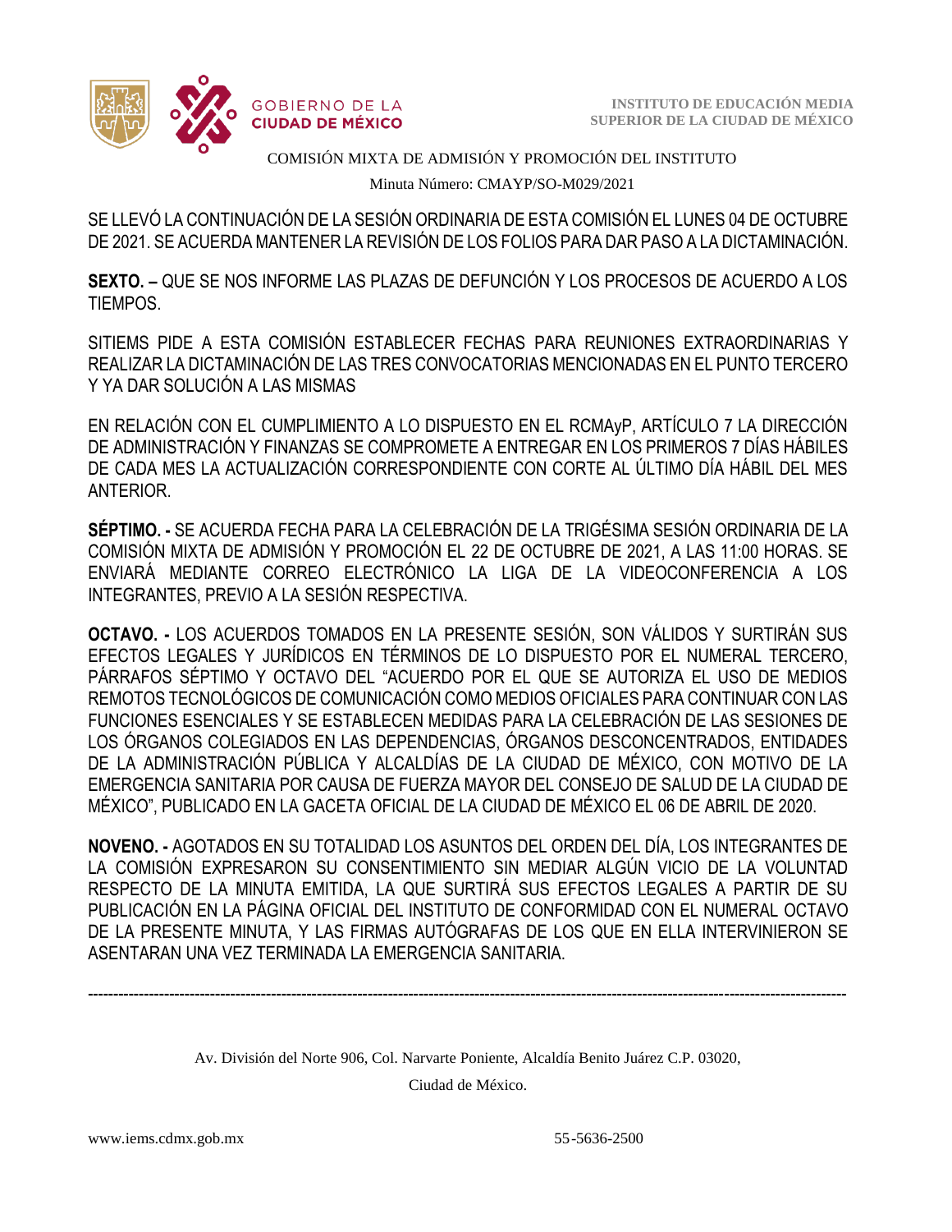COMISIÓN MIXTA DE ADMISIÓN Y PROMOCIÓN DEL INSTITUTO

Minuta Número: CMAYP/SO-M029/2021

SE LLEVÓ LA CONTINUACIÓN DE LA SESIÓN ORDINARIA DE ESTA COMISIÓN EL LUNES 04 DE OCTUBRE DE 2021. SE ACUERDA MANTENER LA REVISIÓN DE LOS FOLIOS PARA DAR PASO A LA DICTAMINACIÓN.

**SEXTO. –** QUE SE NOS INFORME LAS PLAZAS DE DEFUNCIÓN Y LOS PROCESOS DE ACUERDO A LOS TIEMPOS.

SITIEMS PIDE A ESTA COMISIÓN ESTABLECER FECHAS PARA REUNIONES EXTRAORDINARIAS Y REALIZAR LA DICTAMINACIÓN DE LAS TRES CONVOCATORIAS MENCIONADAS EN EL PUNTO TERCERO Y YA DAR SOLUCIÓN A LAS MISMAS

EN RELACIÓN CON EL CUMPLIMIENTO A LO DISPUESTO EN EL RCMAyP, ARTÍCULO 7 LA DIRECCIÓN DE ADMINISTRACIÓN Y FINANZAS SE COMPROMETE A ENTREGAR EN LOS PRIMEROS 7 DÍAS HÁBILES DE CADA MES LA ACTUALIZACIÓN CORRESPONDIENTE CON CORTE AL ÚLTIMO DÍA HÁBIL DEL MES ANTERIOR.

**SÉPTIMO. -** SE ACUERDA FECHA PARA LA CELEBRACIÓN DE LA TRIGÉSIMA SESIÓN ORDINARIA DE LA COMISIÓN MIXTA DE ADMISIÓN Y PROMOCIÓN EL 22 DE OCTUBRE DE 2021, A LAS 11:00 HORAS. SE ENVIARÁ MEDIANTE CORREO ELECTRÓNICO LA LIGA DE LA VIDEOCONFERENCIA A LOS INTEGRANTES, PREVIO A LA SESIÓN RESPECTIVA.

**OCTAVO. -** LOS ACUERDOS TOMADOS EN LA PRESENTE SESIÓN, SON VÁLIDOS Y SURTIRÁN SUS EFECTOS LEGALES Y JURÍDICOS EN TÉRMINOS DE LO DISPUESTO POR EL NUMERAL TERCERO, PÁRRAFOS SÉPTIMO Y OCTAVO DEL "ACUERDO POR EL QUE SE AUTORIZA EL USO DE MEDIOS REMOTOS TECNOLÓGICOS DE COMUNICACIÓN COMO MEDIOS OFICIALES PARA CONTINUAR CON LAS FUNCIONES ESENCIALES Y SE ESTABLECEN MEDIDAS PARA LA CELEBRACIÓN DE LAS SESIONES DE LOS ÓRGANOS COLEGIADOS EN LAS DEPENDENCIAS, ÓRGANOS DESCONCENTRADOS, ENTIDADES DE LA ADMINISTRACIÓN PÚBLICA Y ALCALDÍAS DE LA CIUDAD DE MÉXICO, CON MOTIVO DE LA EMERGENCIA SANITARIA POR CAUSA DE FUERZA MAYOR DEL CONSEJO DE SALUD DE LA CIUDAD DE MÉXICO", PUBLICADO EN LA GACETA OFICIAL DE LA CIUDAD DE MÉXICO EL 06 DE ABRIL DE 2020.

**NOVENO. -** AGOTADOS EN SU TOTALIDAD LOS ASUNTOS DEL ORDEN DEL DÍA, LOS INTEGRANTES DE LA COMISIÓN EXPRESARON SU CONSENTIMIENTO SIN MEDIAR ALGÚN VICIO DE LA VOLUNTAD RESPECTO DE LA MINUTA EMITIDA, LA QUE SURTIRÁ SUS EFECTOS LEGALES A PARTIR DE SU PUBLICACIÓN EN LA PÁGINA OFICIAL DEL INSTITUTO DE CONFORMIDAD CON EL NUMERAL OCTAVO DE LA PRESENTE MINUTA, Y LAS FIRMAS AUTÓGRAFAS DE LOS QUE EN ELLA INTERVINIERON SE ASENTARAN UNA VEZ TERMINADA LA EMERGENCIA SANITARIA.

---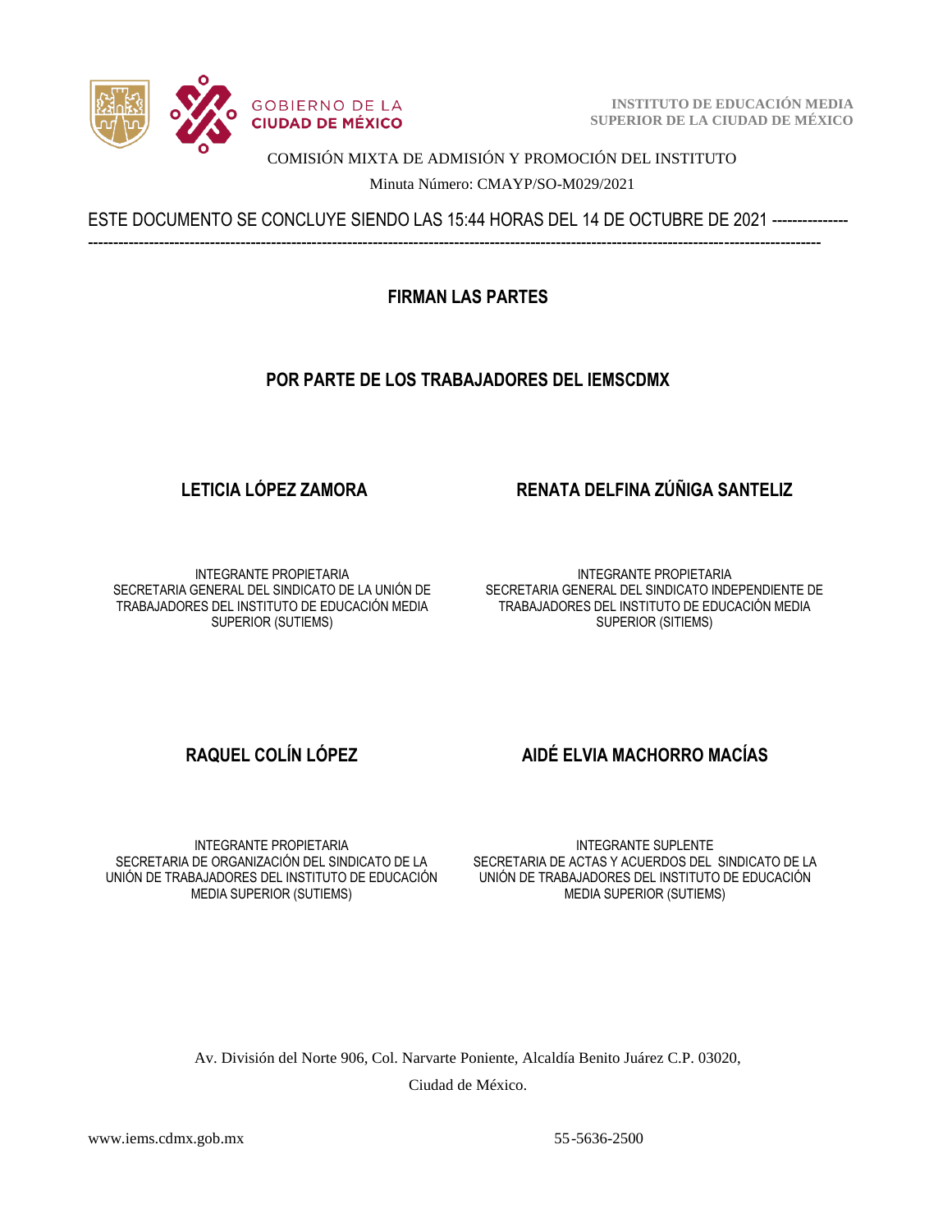COMISIÓN MIXTA DE ADMISIÓN Y PROMOCIÓN DEL INSTITUTO

Minuta Número: CMAYP/SO-M029/2021

ESTE DOCUMENTO SE CONCLUYE SIENDO LAS 15:44 HORAS DEL 14 DE OCTUBRE DE 2021 --------------------------------------------------------------------------------------------------------------------------------------------------------------

## FIRMAN LAS PARTES

### POR PARTE DE LOS TRABAJADORES DEL IEMSCDMX

**LETICIA LÓPEZ ZAMORA**

INTEGRANTE PROPIETARIA
SECRETARIA GENERAL DEL SINDICATO DE LA UNIÓN DE TRABAJADORES DEL INSTITUTO DE EDUCACIÓN MEDIA SUPERIOR (SUTIEMS)

**RENATA DELFINA ZÚÑIGA SANTELIZ**

INTEGRANTE PROPIETARIA
SECRETARIA GENERAL DEL SINDICATO INDEPENDIENTE DE TRABAJADORES DEL INSTITUTO DE EDUCACIÓN MEDIA SUPERIOR (SITIEMS)

**RAQUEL COLÍN LÓPEZ**

INTEGRANTE PROPIETARIA
SECRETARIA DE ORGANIZACIÓN DEL SINDICATO DE LA UNIÓN DE TRABAJADORES DEL INSTITUTO DE EDUCACIÓN MEDIA SUPERIOR (SUTIEMS)

**AIDÉ ELVIA MACHORRO MACÍAS**

INTEGRANTE SUPLENTE
SECRETARIA DE ACTAS Y ACUERDOS DEL SINDICATO DE LA UNIÓN DE TRABAJADORES DEL INSTITUTO DE EDUCACIÓN MEDIA SUPERIOR (SUTIEMS)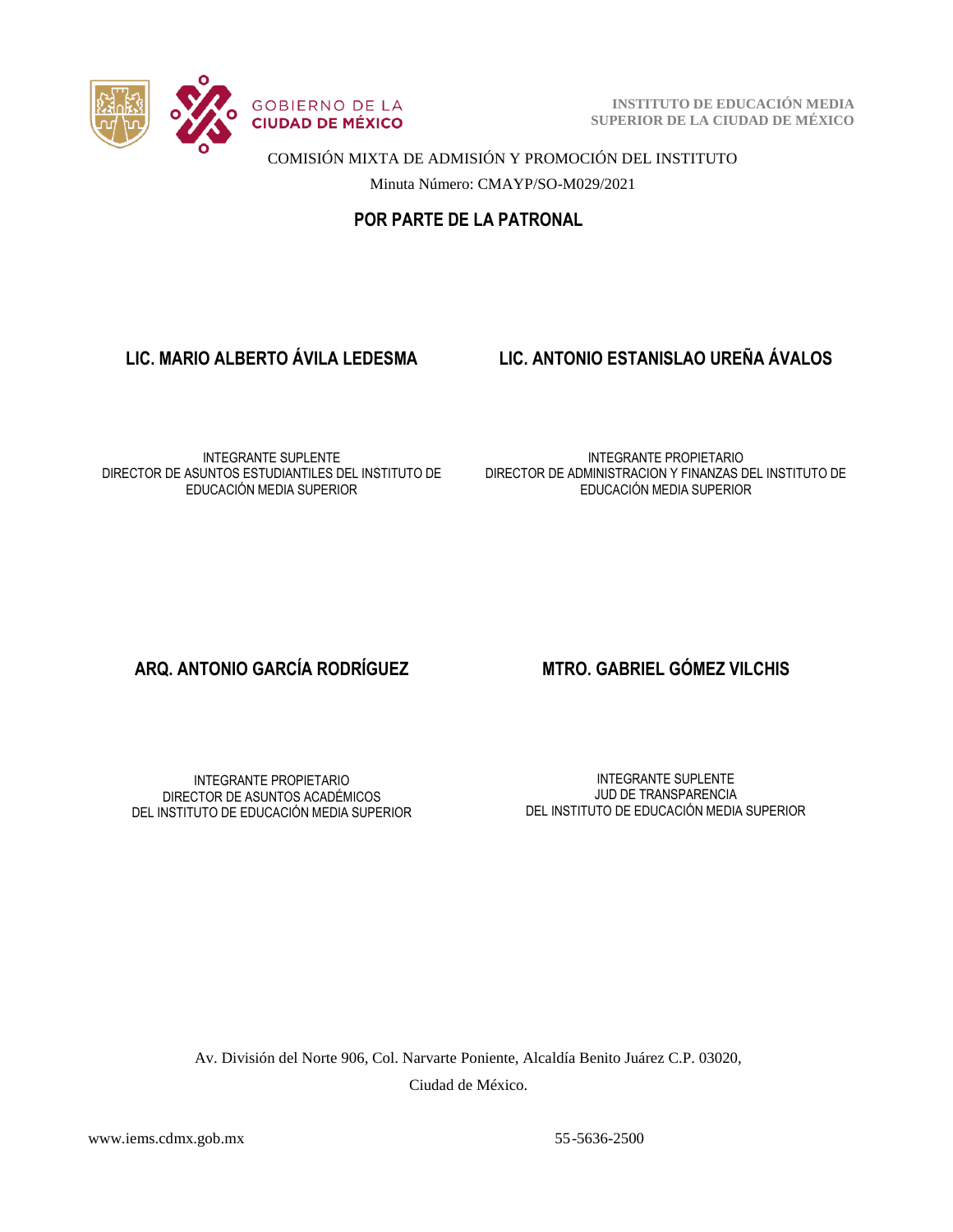COMISIÓN MIXTA DE ADMISIÓN Y PROMOCIÓN DEL INSTITUTO

Minuta Número: CMAYP/SO-M029/2021

**POR PARTE DE LA PATRONAL**

**LIC. MARIO ALBERTO ÁVILA LEDESMA**

INTEGRANTE SUPLENTE
DIRECTOR DE ASUNTOS ESTUDIANTILES DEL INSTITUTO DE EDUCACIÓN MEDIA SUPERIOR

**LIC. ANTONIO ESTANISLAO UREÑA ÁVALOS**

INTEGRANTE PROPIETARIO
DIRECTOR DE ADMINISTRACION Y FINANZAS DEL INSTITUTO DE EDUCACIÓN MEDIA SUPERIOR

**ARQ. ANTONIO GARCÍA RODRÍGUEZ**

INTEGRANTE PROPIETARIO
DIRECTOR DE ASUNTOS ACADÉMICOS
DEL INSTITUTO DE EDUCACIÓN MEDIA SUPERIOR

**MTRO. GABRIEL GÓMEZ VILCHIS**

INTEGRANTE SUPLENTE
JUD DE TRANSPARENCIA
DEL INSTITUTO DE EDUCACIÓN MEDIA SUPERIOR